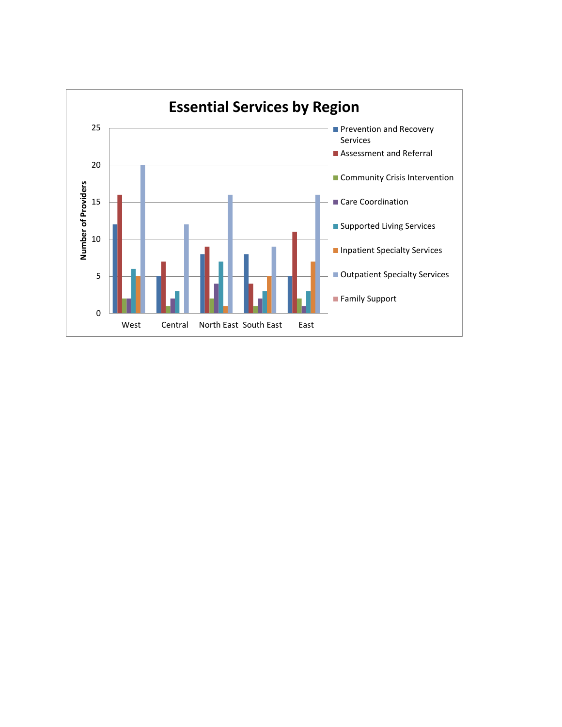## Essential Services by Region

| Region | Prevention and Recovery Services | Assessment and Referral | Community Crisis Intervention | Care Coordination | Supported Living Services | Inpatient Specialty Services | Outpatient Specialty Services | Family Support |
|---|---|---|---|---|---|---|---|---|
| West | 12 | 16 | 2 | 2 | 6 | 5 | 20 | |
| Central | 5 | 7 | 1 | 2 | 3 | | 12 | |
| North East | 8 | 9 | 2 | 4 | 7 | 1 | 16 | |
| South East | 8 | 4 | 1 | 2 | 3 | 5 | 9 | |
| East | 5 | 11 | 2 | 1 | 3 | 7 | 16 | |

Number of Providers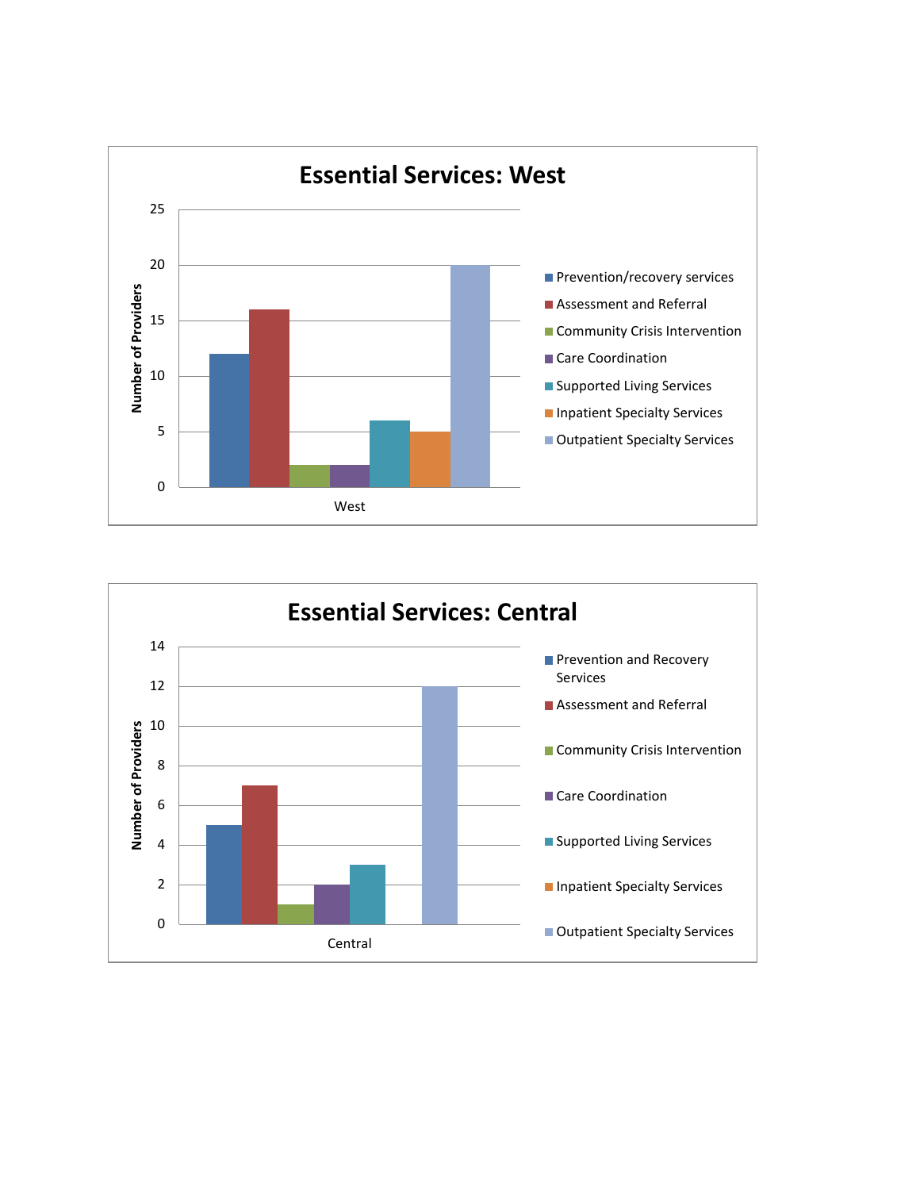## Essential Services: West

| Service | Number of Providers |
|---|---|
| Prevention/recovery services | 12 |
| Assessment and Referral | 16 |
| Community Crisis Intervention | 2 |
| Care Coordination | 2 |
| Supported Living Services | 6 |
| Inpatient Specialty Services | 5 |
| Outpatient Specialty Services | 20 |

## Essential Services: Central

| Service | Number of Providers |
|---|---|
| Prevention and Recovery Services | 5 |
| Assessment and Referral | 7 |
| Community Crisis Intervention | 1 |
| Care Coordination | 2 |
| Supported Living Services | 3 |
| Inpatient Specialty Services | 0 |
| Outpatient Specialty Services | 12 |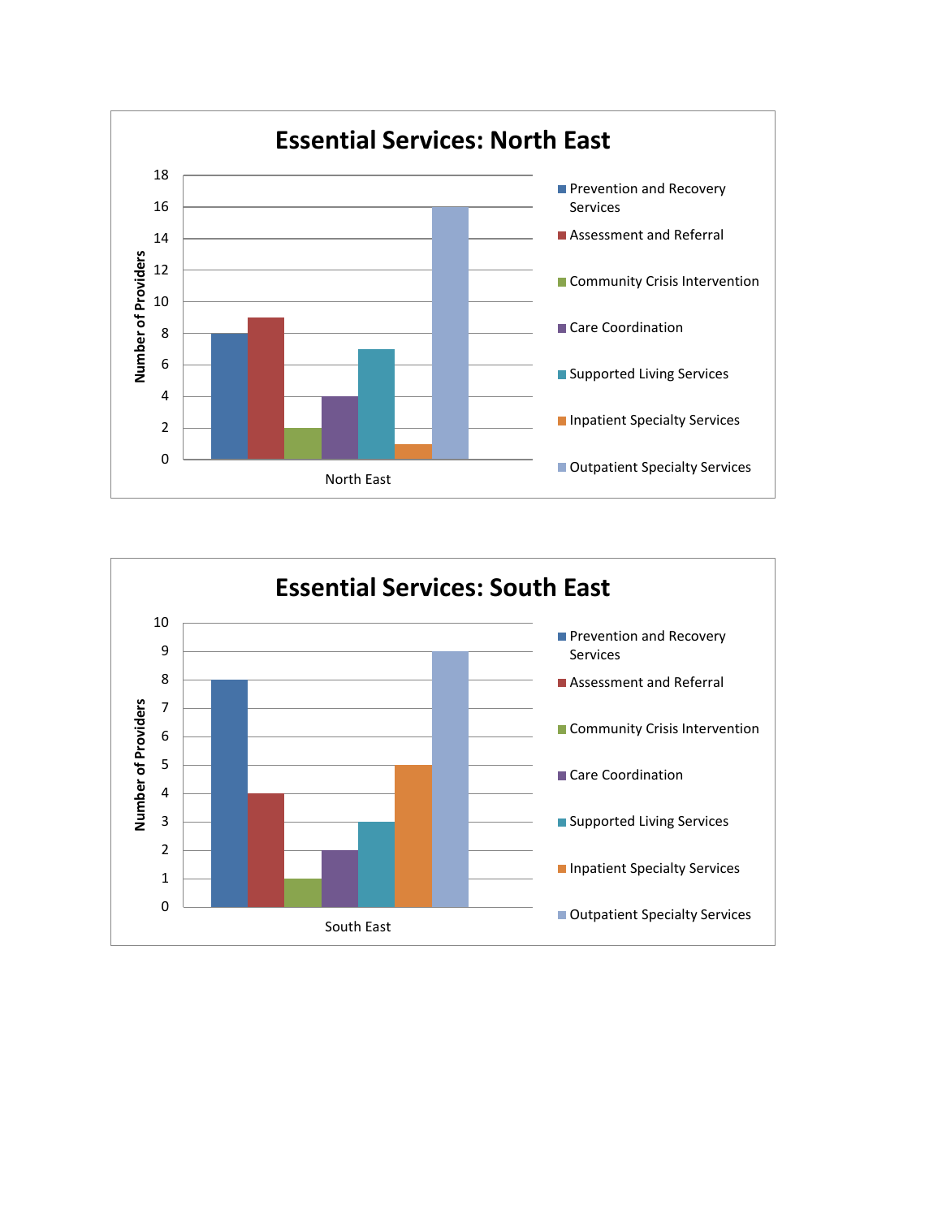## Essential Services: North East

| Service | Number of Providers |
|---|---|
| Prevention and Recovery Services | 8 |
| Assessment and Referral | 9 |
| Community Crisis Intervention | 2 |
| Care Coordination | 4 |
| Supported Living Services | 7 |
| Inpatient Specialty Services | 1 |
| Outpatient Specialty Services | 16 |

## Essential Services: South East

| Service | Number of Providers |
|---|---|
| Prevention and Recovery Services | 8 |
| Assessment and Referral | 4 |
| Community Crisis Intervention | 1 |
| Care Coordination | 2 |
| Supported Living Services | 3 |
| Inpatient Specialty Services | 5 |
| Outpatient Specialty Services | 9 |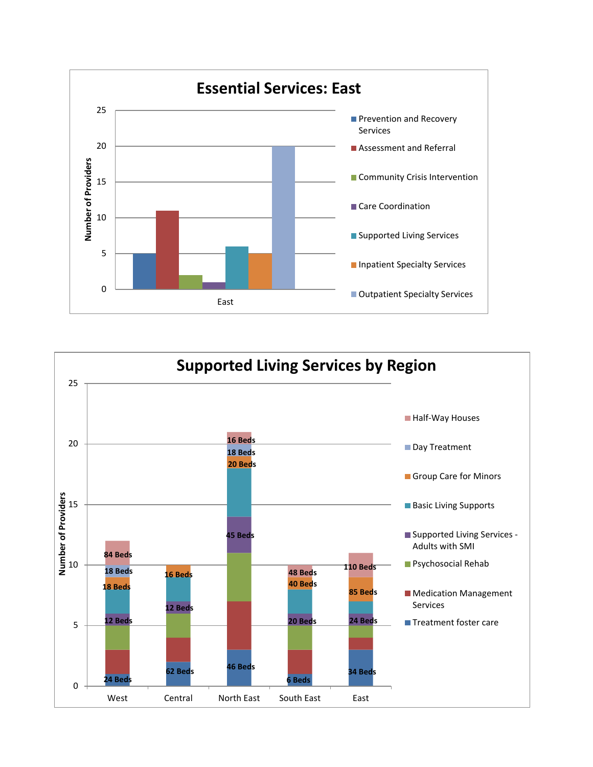## Essential Services: East

| Service | East (Number of Providers) |
| --- | --- |
| Prevention and Recovery Services | 5 |
| Assessment and Referral | 11 |
| Community Crisis Intervention | 2 |
| Care Coordination | 1 |
| Supported Living Services | 6 |
| Inpatient Specialty Services | 5 |
| Outpatient Specialty Services | 20 |

## Supported Living Services by Region

Number of Providers (bed counts shown where labeled)

| Service | West | Central | North East | South East | East |
| --- | --- | --- | --- | --- | --- |
| Treatment foster care | 1 (24 Beds) | 2 (62 Beds) | 3 (46 Beds) | 1 (6 Beds) | 3 (34 Beds) |
| Medication Management Services | 2 | 2 | 4 | 2 | 1 |
| Psychosocial Rehab | 2 | 2 | 4 | 2 | 1 |
| Supported Living Services - Adults with SMI | 1 (12 Beds) | 1 (12 Beds) | 3 (45 Beds) | 1 (20 Beds) | 1 (24 Beds) |
| Basic Living Supports | 2 | 2 | 4 | 2 | 1 |
| Group Care for Minors | 1 (18 Beds) | 1 (16 Beds) | 1 (20 Beds) | 1 (40 Beds) | 2 (85 Beds) |
| Day Treatment | 1 (18 Beds) | | 1 (18 Beds) | | |
| Half-Way Houses | 2 (84 Beds) | | 1 (16 Beds) | 1 (48 Beds) | 2 (110 Beds) |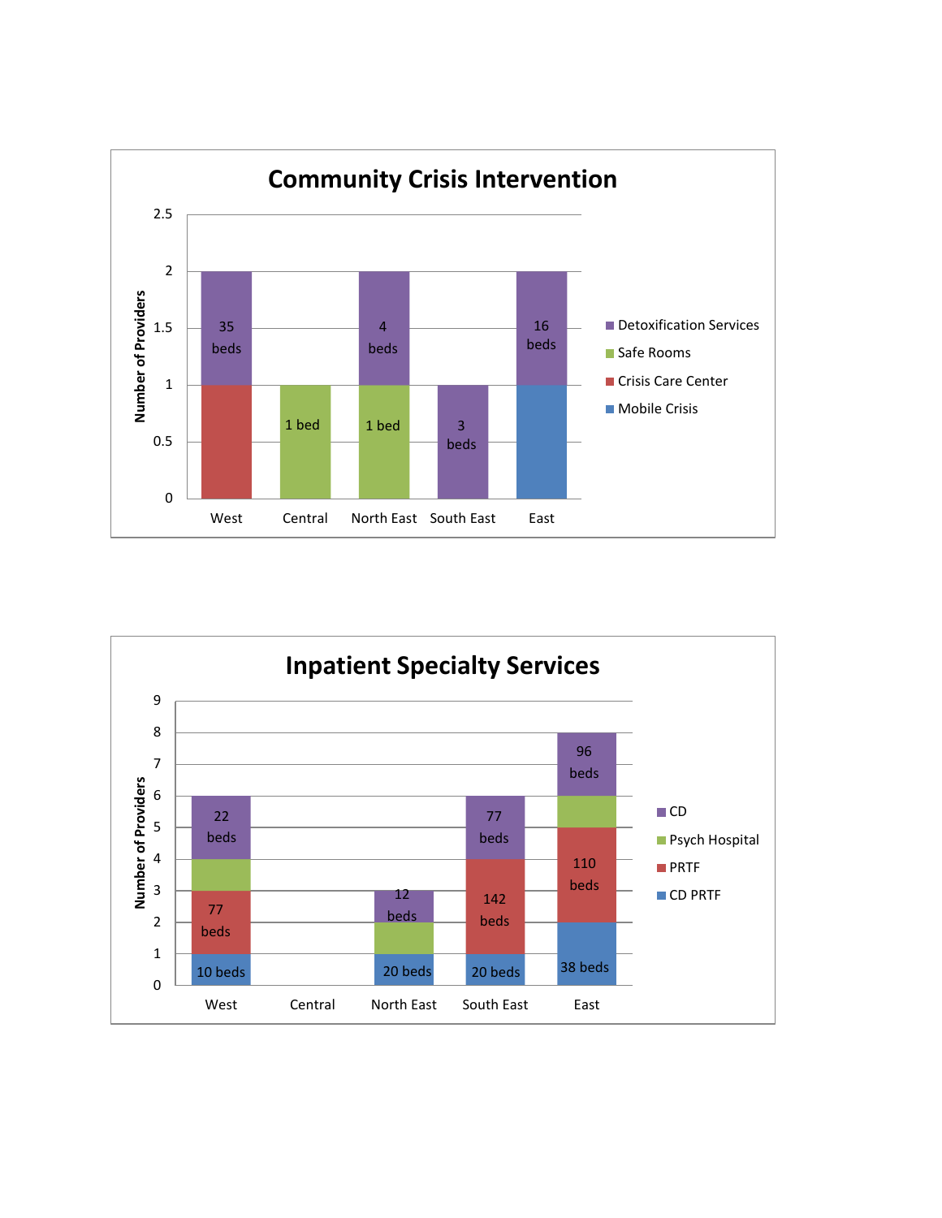## Community Crisis Intervention

Number of Providers by region:

| Region | Mobile Crisis | Crisis Care Center | Safe Rooms | Detoxification Services |
|---|---|---|---|---|
| West | | 1 | | 1 (35 beds) |
| Central | | | 1 (1 bed) | |
| North East | | | 1 (1 bed) | 1 (4 beds) |
| South East | | | | 1 (3 beds) |
| East | 1 | | | 1 (16 beds) |

## Inpatient Specialty Services

Number of Providers by region:

| Region | CD PRTF | PRTF | Psych Hospital | CD |
|---|---|---|---|---|
| West | 1 (10 beds) | 2 (77 beds) | 1 | 2 (22 beds) |
| Central | | | | |
| North East | 1 (20 beds) | | 1 | 1 (12 beds) |
| South East | 1 (20 beds) | 3 (142 beds) | | 2 (77 beds) |
| East | 2 (38 beds) | 3 (110 beds) | 1 | 2 (96 beds) |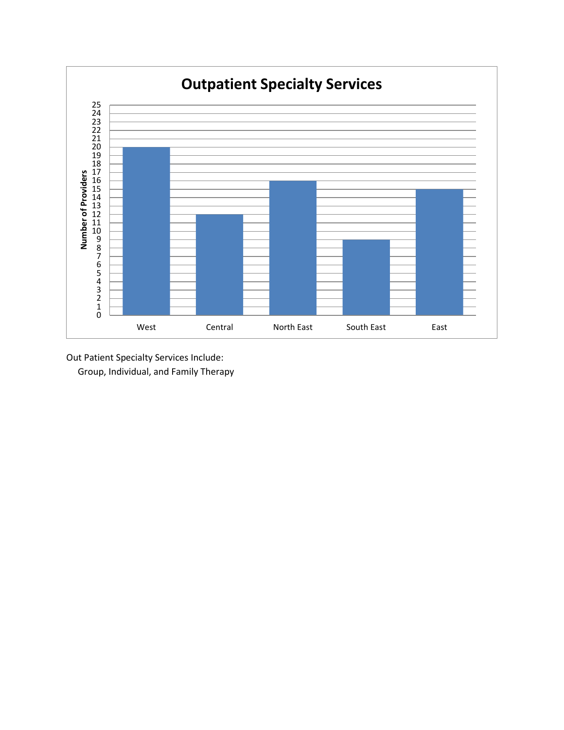Outpatient Specialty Services

Number of Providers

25
24
23
22
21
20
19
18
17
16
15
14
13
12
11
10
9
8
7
6
5
4
3
2
1
0

West
Central
North East
South East
East

Out Patient Specialty Services Include:

Group, Individual, and Family Therapy